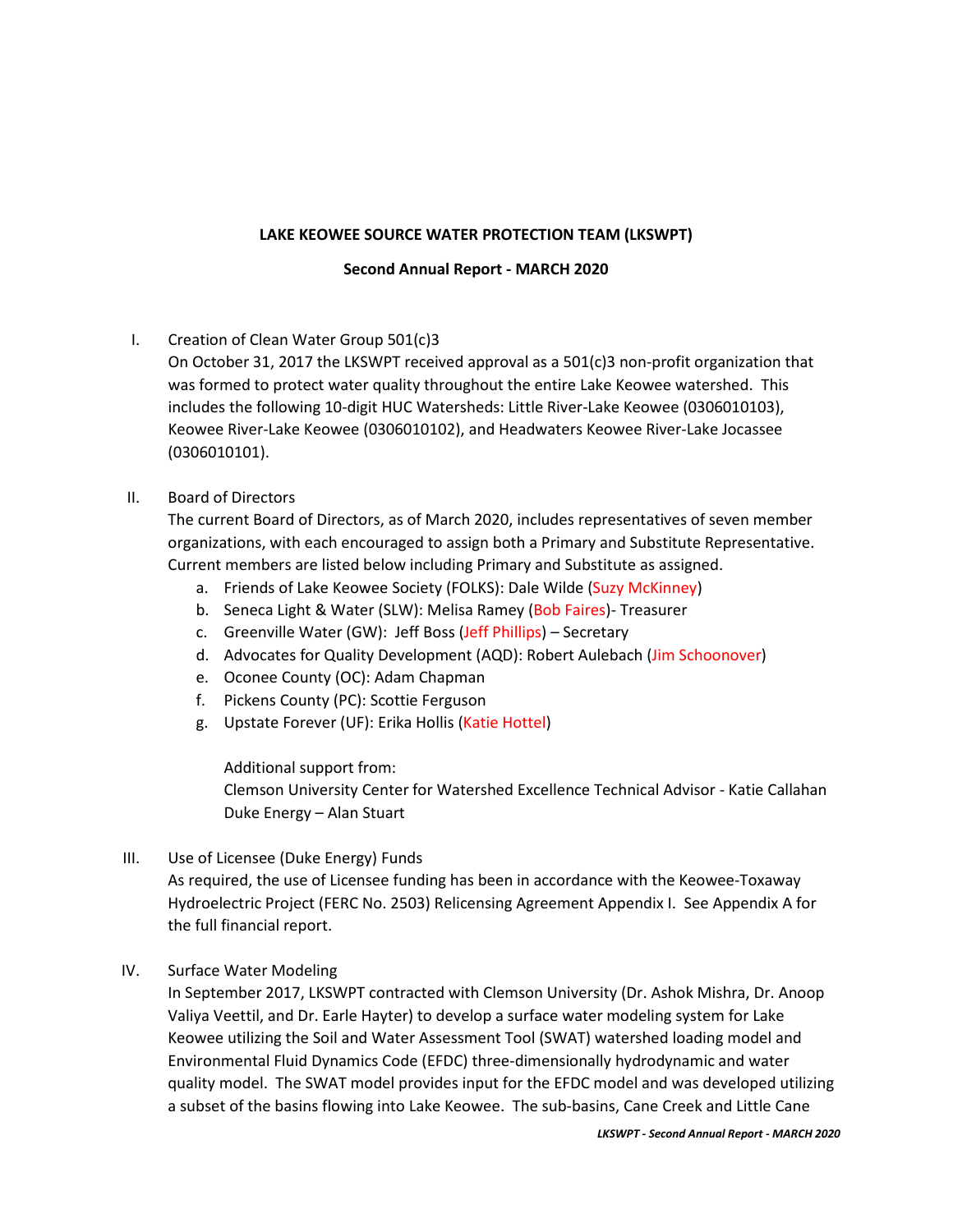**LAKE KEOWEE SOURCE WATER PROTECTION TEAM (LKSWPT)**

**Second Annual Report - MARCH 2020**

I. Creation of Clean Water Group 501(c)3

On October 31, 2017 the LKSWPT received approval as a 501(c)3 non-profit organization that was formed to protect water quality throughout the entire Lake Keowee watershed. This includes the following 10-digit HUC Watersheds: Little River-Lake Keowee (0306010103), Keowee River-Lake Keowee (0306010102), and Headwaters Keowee River-Lake Jocassee (0306010101).

II. Board of Directors

The current Board of Directors, as of March 2020, includes representatives of seven member organizations, with each encouraged to assign both a Primary and Substitute Representative. Current members are listed below including Primary and Substitute as assigned.

a. Friends of Lake Keowee Society (FOLKS): Dale Wilde (Suzy McKinney)
b. Seneca Light & Water (SLW): Melisa Ramey (Bob Faires)- Treasurer
c. Greenville Water (GW): Jeff Boss (Jeff Phillips) – Secretary
d. Advocates for Quality Development (AQD): Robert Aulebach (Jim Schoonover)
e. Oconee County (OC): Adam Chapman
f. Pickens County (PC): Scottie Ferguson
g. Upstate Forever (UF): Erika Hollis (Katie Hottel)

Additional support from:
Clemson University Center for Watershed Excellence Technical Advisor - Katie Callahan
Duke Energy – Alan Stuart

III. Use of Licensee (Duke Energy) Funds

As required, the use of Licensee funding has been in accordance with the Keowee-Toxaway Hydroelectric Project (FERC No. 2503) Relicensing Agreement Appendix I. See Appendix A for the full financial report.

IV. Surface Water Modeling

In September 2017, LKSWPT contracted with Clemson University (Dr. Ashok Mishra, Dr. Anoop Valiya Veettil, and Dr. Earle Hayter) to develop a surface water modeling system for Lake Keowee utilizing the Soil and Water Assessment Tool (SWAT) watershed loading model and Environmental Fluid Dynamics Code (EFDC) three-dimensionally hydrodynamic and water quality model. The SWAT model provides input for the EFDC model and was developed utilizing a subset of the basins flowing into Lake Keowee. The sub-basins, Cane Creek and Little Cane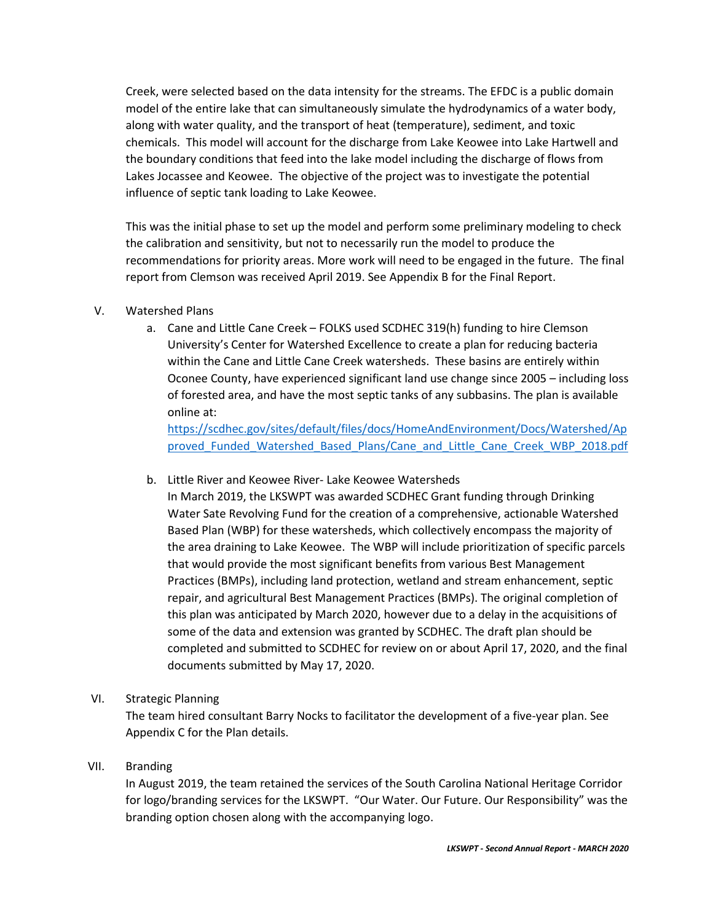Creek, were selected based on the data intensity for the streams. The EFDC is a public domain model of the entire lake that can simultaneously simulate the hydrodynamics of a water body, along with water quality, and the transport of heat (temperature), sediment, and toxic chemicals. This model will account for the discharge from Lake Keowee into Lake Hartwell and the boundary conditions that feed into the lake model including the discharge of flows from Lakes Jocassee and Keowee. The objective of the project was to investigate the potential influence of septic tank loading to Lake Keowee.

This was the initial phase to set up the model and perform some preliminary modeling to check the calibration and sensitivity, but not to necessarily run the model to produce the recommendations for priority areas. More work will need to be engaged in the future. The final report from Clemson was received April 2019. See Appendix B for the Final Report.

## V. Watershed Plans

a. Cane and Little Cane Creek – FOLKS used SCDHEC 319(h) funding to hire Clemson University's Center for Watershed Excellence to create a plan for reducing bacteria within the Cane and Little Cane Creek watersheds. These basins are entirely within Oconee County, have experienced significant land use change since 2005 – including loss of forested area, and have the most septic tanks of any subbasins. The plan is available online at: https://scdhec.gov/sites/default/files/docs/HomeAndEnvironment/Docs/Watershed/Approved_Funded_Watershed_Based_Plans/Cane_and_Little_Cane_Creek_WBP_2018.pdf

b. Little River and Keowee River- Lake Keowee Watersheds
In March 2019, the LKSWPT was awarded SCDHEC Grant funding through Drinking Water Sate Revolving Fund for the creation of a comprehensive, actionable Watershed Based Plan (WBP) for these watersheds, which collectively encompass the majority of the area draining to Lake Keowee. The WBP will include prioritization of specific parcels that would provide the most significant benefits from various Best Management Practices (BMPs), including land protection, wetland and stream enhancement, septic repair, and agricultural Best Management Practices (BMPs). The original completion of this plan was anticipated by March 2020, however due to a delay in the acquisitions of some of the data and extension was granted by SCDHEC. The draft plan should be completed and submitted to SCDHEC for review on or about April 17, 2020, and the final documents submitted by May 17, 2020.

## VI. Strategic Planning

The team hired consultant Barry Nocks to facilitator the development of a five-year plan. See Appendix C for the Plan details.

## VII. Branding

In August 2019, the team retained the services of the South Carolina National Heritage Corridor for logo/branding services for the LKSWPT. "Our Water. Our Future. Our Responsibility" was the branding option chosen along with the accompanying logo.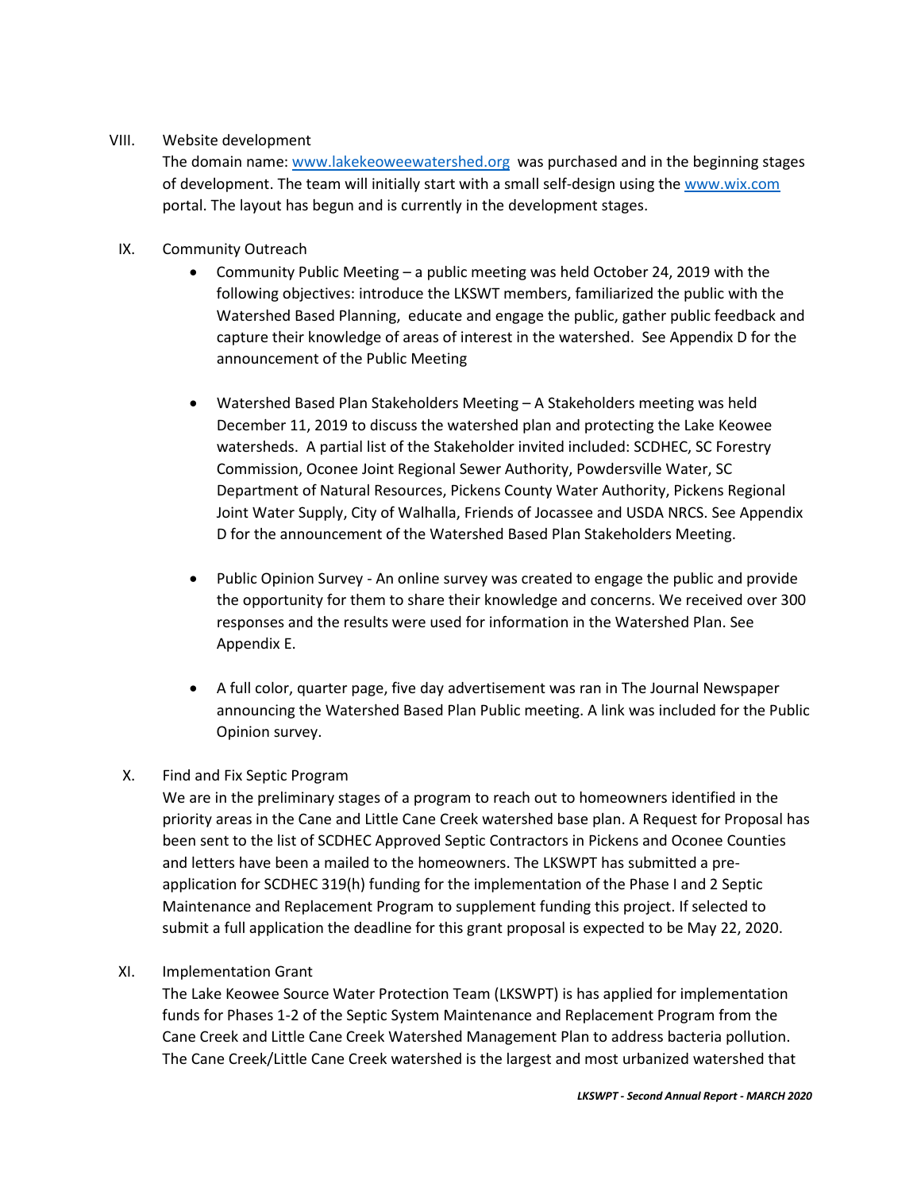VIII. Website development

The domain name: [www.lakekeoweewatershed.org](http://www.lakekeoweewatershed.org) was purchased and in the beginning stages of development. The team will initially start with a small self-design using the [www.wix.com](http://www.wix.com) portal. The layout has begun and is currently in the development stages.

IX. Community Outreach

- Community Public Meeting – a public meeting was held October 24, 2019 with the following objectives: introduce the LKSWT members, familiarized the public with the Watershed Based Planning, educate and engage the public, gather public feedback and capture their knowledge of areas of interest in the watershed. See Appendix D for the announcement of the Public Meeting

- Watershed Based Plan Stakeholders Meeting – A Stakeholders meeting was held December 11, 2019 to discuss the watershed plan and protecting the Lake Keowee watersheds. A partial list of the Stakeholder invited included: SCDHEC, SC Forestry Commission, Oconee Joint Regional Sewer Authority, Powdersville Water, SC Department of Natural Resources, Pickens County Water Authority, Pickens Regional Joint Water Supply, City of Walhalla, Friends of Jocassee and USDA NRCS. See Appendix D for the announcement of the Watershed Based Plan Stakeholders Meeting.

- Public Opinion Survey - An online survey was created to engage the public and provide the opportunity for them to share their knowledge and concerns. We received over 300 responses and the results were used for information in the Watershed Plan. See Appendix E.

- A full color, quarter page, five day advertisement was ran in The Journal Newspaper announcing the Watershed Based Plan Public meeting. A link was included for the Public Opinion survey.

X. Find and Fix Septic Program

We are in the preliminary stages of a program to reach out to homeowners identified in the priority areas in the Cane and Little Cane Creek watershed base plan. A Request for Proposal has been sent to the list of SCDHEC Approved Septic Contractors in Pickens and Oconee Counties and letters have been a mailed to the homeowners. The LKSWPT has submitted a pre-application for SCDHEC 319(h) funding for the implementation of the Phase I and 2 Septic Maintenance and Replacement Program to supplement funding this project. If selected to submit a full application the deadline for this grant proposal is expected to be May 22, 2020.

XI. Implementation Grant

The Lake Keowee Source Water Protection Team (LKSWPT) is has applied for implementation funds for Phases 1-2 of the Septic System Maintenance and Replacement Program from the Cane Creek and Little Cane Creek Watershed Management Plan to address bacteria pollution. The Cane Creek/Little Cane Creek watershed is the largest and most urbanized watershed that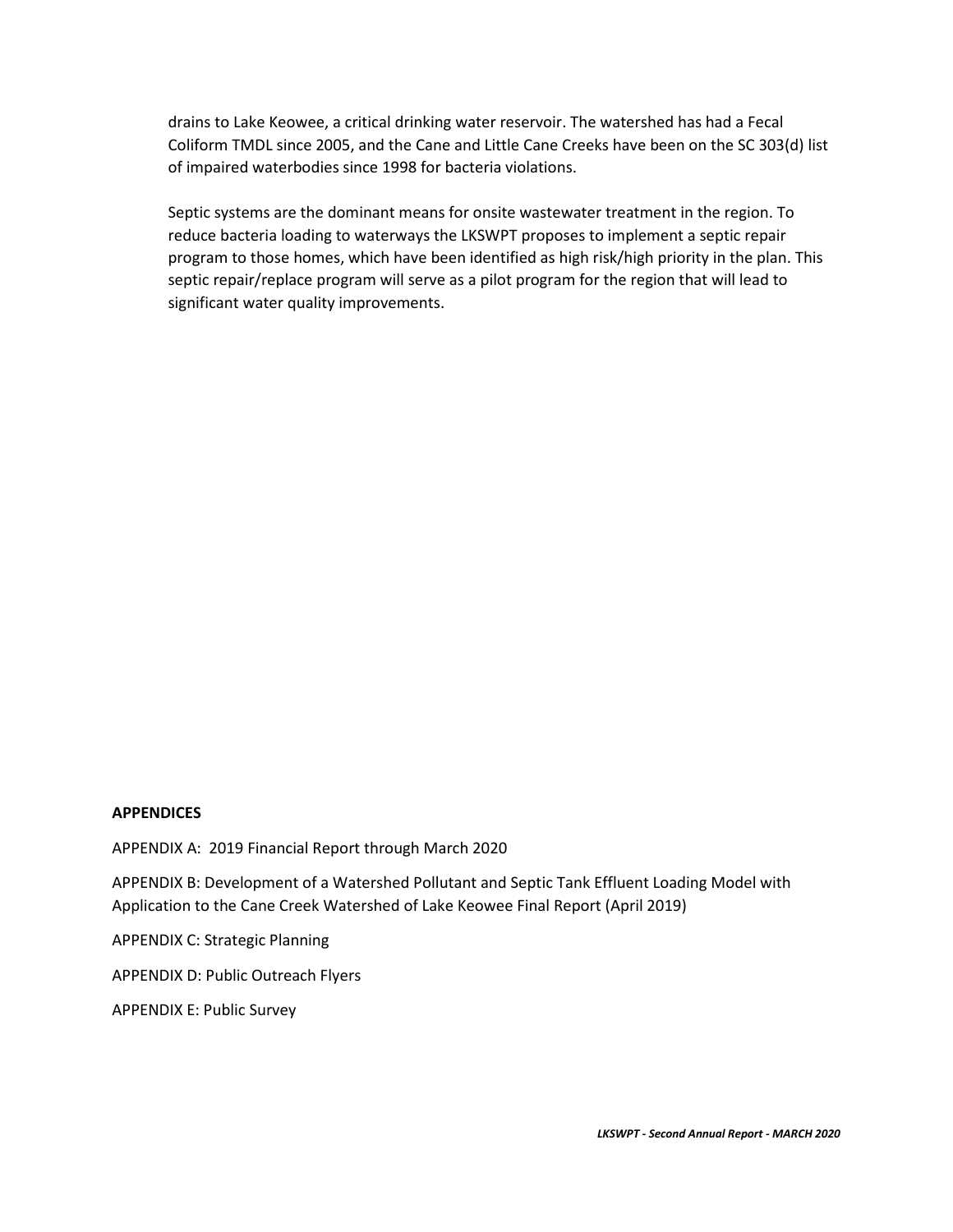drains to Lake Keowee, a critical drinking water reservoir. The watershed has had a Fecal Coliform TMDL since 2005, and the Cane and Little Cane Creeks have been on the SC 303(d) list of impaired waterbodies since 1998 for bacteria violations.

Septic systems are the dominant means for onsite wastewater treatment in the region. To reduce bacteria loading to waterways the LKSWPT proposes to implement a septic repair program to those homes, which have been identified as high risk/high priority in the plan. This septic repair/replace program will serve as a pilot program for the region that will lead to significant water quality improvements.

**APPENDICES**

APPENDIX A: 2019 Financial Report through March 2020

APPENDIX B: Development of a Watershed Pollutant and Septic Tank Effluent Loading Model with Application to the Cane Creek Watershed of Lake Keowee Final Report (April 2019)

APPENDIX C: Strategic Planning

APPENDIX D: Public Outreach Flyers

APPENDIX E: Public Survey